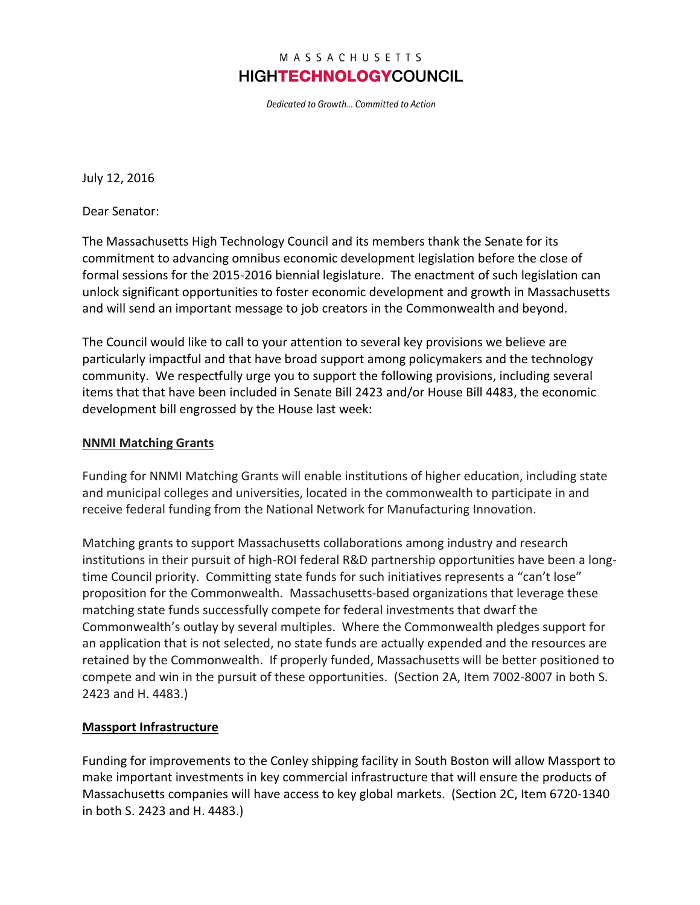MASSACHUSETTS

**HIGHTECHNOLOGYCOUNCIL**

*Dedicated to Growth… Committed to Action*

July 12, 2016

Dear Senator:

The Massachusetts High Technology Council and its members thank the Senate for its commitment to advancing omnibus economic development legislation before the close of formal sessions for the 2015-2016 biennial legislature. The enactment of such legislation can unlock significant opportunities to foster economic development and growth in Massachusetts and will send an important message to job creators in the Commonwealth and beyond.

The Council would like to call to your attention to several key provisions we believe are particularly impactful and that have broad support among policymakers and the technology community. We respectfully urge you to support the following provisions, including several items that that have been included in Senate Bill 2423 and/or House Bill 4483, the economic development bill engrossed by the House last week:

**NNMI Matching Grants**

Funding for NNMI Matching Grants will enable institutions of higher education, including state and municipal colleges and universities, located in the commonwealth to participate in and receive federal funding from the National Network for Manufacturing Innovation.

Matching grants to support Massachusetts collaborations among industry and research institutions in their pursuit of high-ROI federal R&D partnership opportunities have been a long-time Council priority. Committing state funds for such initiatives represents a "can't lose" proposition for the Commonwealth. Massachusetts-based organizations that leverage these matching state funds successfully compete for federal investments that dwarf the Commonwealth's outlay by several multiples. Where the Commonwealth pledges support for an application that is not selected, no state funds are actually expended and the resources are retained by the Commonwealth. If properly funded, Massachusetts will be better positioned to compete and win in the pursuit of these opportunities. (Section 2A, Item 7002-8007 in both S. 2423 and H. 4483.)

**Massport Infrastructure**

Funding for improvements to the Conley shipping facility in South Boston will allow Massport to make important investments in key commercial infrastructure that will ensure the products of Massachusetts companies will have access to key global markets. (Section 2C, Item 6720-1340 in both S. 2423 and H. 4483.)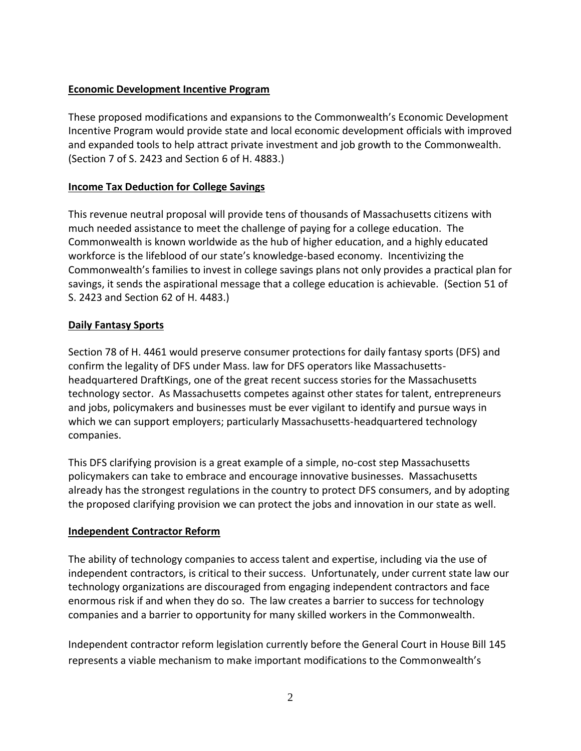## Economic Development Incentive Program

These proposed modifications and expansions to the Commonwealth's Economic Development Incentive Program would provide state and local economic development officials with improved and expanded tools to help attract private investment and job growth to the Commonwealth. (Section 7 of S. 2423 and Section 6 of H. 4883.)

## Income Tax Deduction for College Savings

This revenue neutral proposal will provide tens of thousands of Massachusetts citizens with much needed assistance to meet the challenge of paying for a college education. The Commonwealth is known worldwide as the hub of higher education, and a highly educated workforce is the lifeblood of our state's knowledge-based economy. Incentivizing the Commonwealth's families to invest in college savings plans not only provides a practical plan for savings, it sends the aspirational message that a college education is achievable. (Section 51 of S. 2423 and Section 62 of H. 4483.)

## Daily Fantasy Sports

Section 78 of H. 4461 would preserve consumer protections for daily fantasy sports (DFS) and confirm the legality of DFS under Mass. law for DFS operators like Massachusetts-headquartered DraftKings, one of the great recent success stories for the Massachusetts technology sector. As Massachusetts competes against other states for talent, entrepreneurs and jobs, policymakers and businesses must be ever vigilant to identify and pursue ways in which we can support employers; particularly Massachusetts-headquartered technology companies.

This DFS clarifying provision is a great example of a simple, no-cost step Massachusetts policymakers can take to embrace and encourage innovative businesses. Massachusetts already has the strongest regulations in the country to protect DFS consumers, and by adopting the proposed clarifying provision we can protect the jobs and innovation in our state as well.

## Independent Contractor Reform

The ability of technology companies to access talent and expertise, including via the use of independent contractors, is critical to their success. Unfortunately, under current state law our technology organizations are discouraged from engaging independent contractors and face enormous risk if and when they do so. The law creates a barrier to success for technology companies and a barrier to opportunity for many skilled workers in the Commonwealth.

Independent contractor reform legislation currently before the General Court in House Bill 145 represents a viable mechanism to make important modifications to the Commonwealth's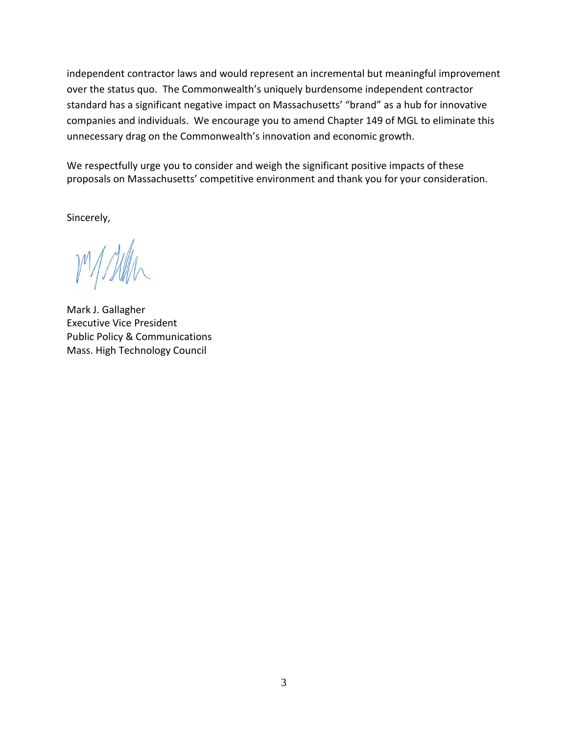independent contractor laws and would represent an incremental but meaningful improvement over the status quo. The Commonwealth's uniquely burdensome independent contractor standard has a significant negative impact on Massachusetts' "brand" as a hub for innovative companies and individuals. We encourage you to amend Chapter 149 of MGL to eliminate this unnecessary drag on the Commonwealth's innovation and economic growth.

We respectfully urge you to consider and weigh the significant positive impacts of these proposals on Massachusetts' competitive environment and thank you for your consideration.

Sincerely,

Mark J. Gallagher  
Executive Vice President  
Public Policy & Communications  
Mass. High Technology Council